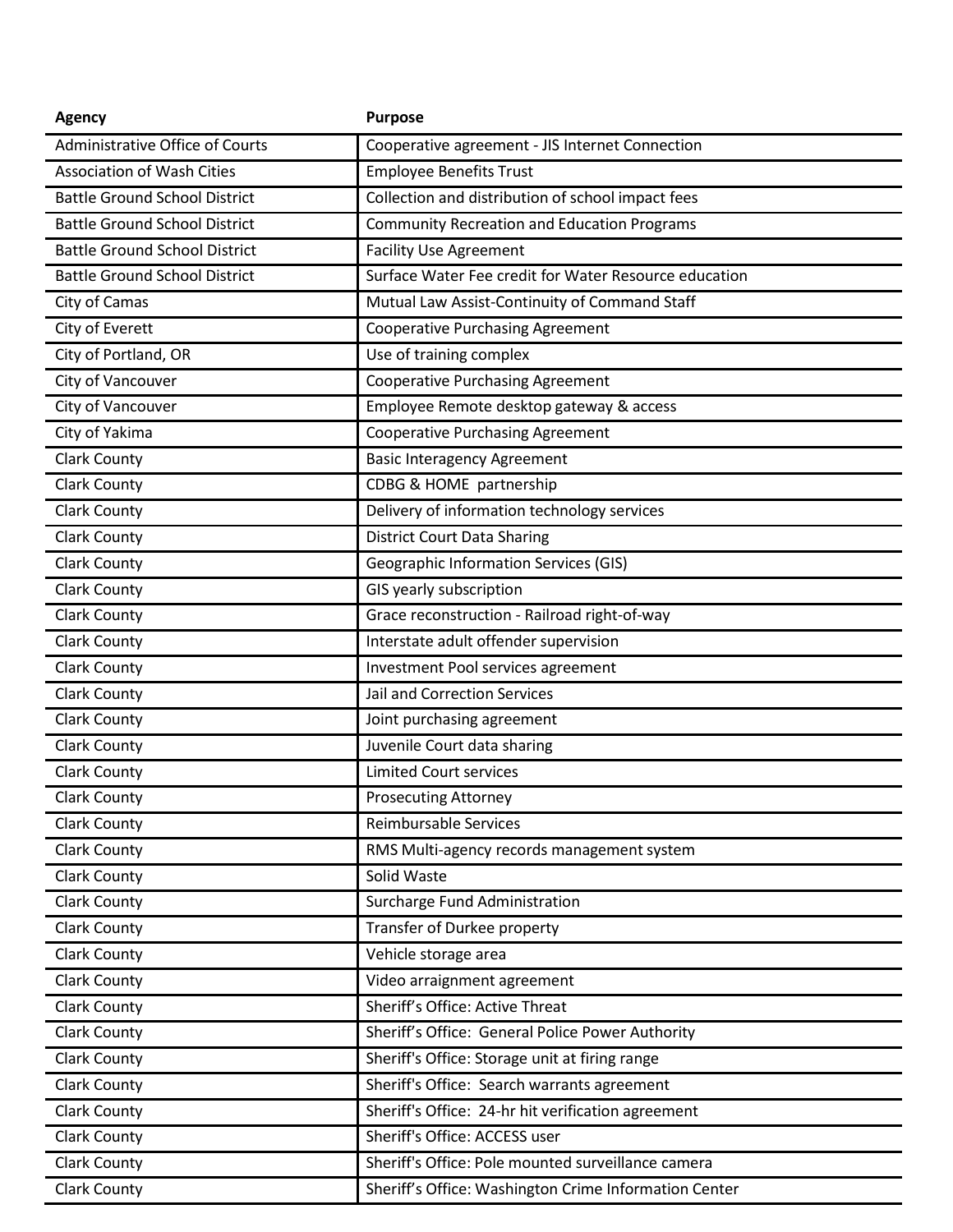| Agency | Purpose |
|---|---|
| Administrative Office of Courts | Cooperative agreement - JIS Internet Connection |
| Association of Wash Cities | Employee Benefits Trust |
| Battle Ground School District | Collection and distribution of school impact fees |
| Battle Ground School District | Community Recreation and Education Programs |
| Battle Ground School District | Facility Use Agreement |
| Battle Ground School District | Surface Water Fee credit for Water Resource education |
| City of Camas | Mutual Law Assist-Continuity of Command Staff |
| City of Everett | Cooperative Purchasing Agreement |
| City of Portland, OR | Use of training complex |
| City of Vancouver | Cooperative Purchasing Agreement |
| City of Vancouver | Employee Remote desktop gateway & access |
| City of Yakima | Cooperative Purchasing Agreement |
| Clark County | Basic Interagency Agreement |
| Clark County | CDBG & HOME partnership |
| Clark County | Delivery of information technology services |
| Clark County | District Court Data Sharing |
| Clark County | Geographic Information Services (GIS) |
| Clark County | GIS yearly subscription |
| Clark County | Grace reconstruction - Railroad right-of-way |
| Clark County | Interstate adult offender supervision |
| Clark County | Investment Pool services agreement |
| Clark County | Jail and Correction Services |
| Clark County | Joint purchasing agreement |
| Clark County | Juvenile Court data sharing |
| Clark County | Limited Court services |
| Clark County | Prosecuting Attorney |
| Clark County | Reimbursable Services |
| Clark County | RMS Multi-agency records management system |
| Clark County | Solid Waste |
| Clark County | Surcharge Fund Administration |
| Clark County | Transfer of Durkee property |
| Clark County | Vehicle storage area |
| Clark County | Video arraignment agreement |
| Clark County | Sheriff's Office: Active Threat |
| Clark County | Sheriff's Office: General Police Power Authority |
| Clark County | Sheriff's Office: Storage unit at firing range |
| Clark County | Sheriff's Office: Search warrants agreement |
| Clark County | Sheriff's Office: 24-hr hit verification agreement |
| Clark County | Sheriff's Office: ACCESS user |
| Clark County | Sheriff's Office: Pole mounted surveillance camera |
| Clark County | Sheriff's Office: Washington Crime Information Center |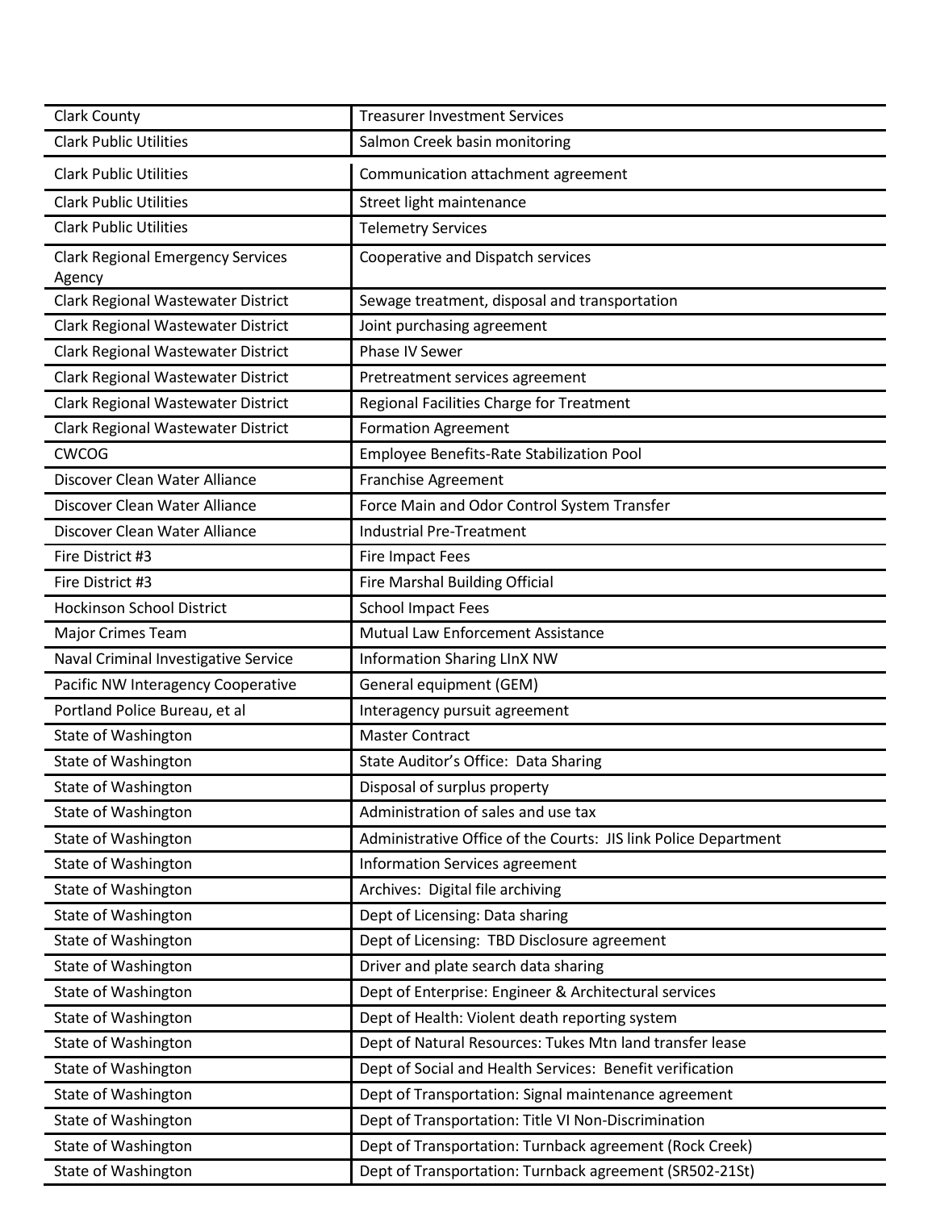| | |
|---|---|
| Clark County | Treasurer Investment Services |
| Clark Public Utilities | Salmon Creek basin monitoring |
| Clark Public Utilities | Communication attachment agreement |
| Clark Public Utilities | Street light maintenance |
| Clark Public Utilities | Telemetry Services |
| Clark Regional Emergency Services Agency | Cooperative and Dispatch services |
| Clark Regional Wastewater District | Sewage treatment, disposal and transportation |
| Clark Regional Wastewater District | Joint purchasing agreement |
| Clark Regional Wastewater District | Phase IV Sewer |
| Clark Regional Wastewater District | Pretreatment services agreement |
| Clark Regional Wastewater District | Regional Facilities Charge for Treatment |
| Clark Regional Wastewater District | Formation Agreement |
| CWCOG | Employee Benefits-Rate Stabilization Pool |
| Discover Clean Water Alliance | Franchise Agreement |
| Discover Clean Water Alliance | Force Main and Odor Control System Transfer |
| Discover Clean Water Alliance | Industrial Pre-Treatment |
| Fire District #3 | Fire Impact Fees |
| Fire District #3 | Fire Marshal Building Official |
| Hockinson School District | School Impact Fees |
| Major Crimes Team | Mutual Law Enforcement Assistance |
| Naval Criminal Investigative Service | Information Sharing LInX NW |
| Pacific NW Interagency Cooperative | General equipment (GEM) |
| Portland Police Bureau, et al | Interagency pursuit agreement |
| State of Washington | Master Contract |
| State of Washington | State Auditor's Office: Data Sharing |
| State of Washington | Disposal of surplus property |
| State of Washington | Administration of sales and use tax |
| State of Washington | Administrative Office of the Courts: JIS link Police Department |
| State of Washington | Information Services agreement |
| State of Washington | Archives: Digital file archiving |
| State of Washington | Dept of Licensing: Data sharing |
| State of Washington | Dept of Licensing: TBD Disclosure agreement |
| State of Washington | Driver and plate search data sharing |
| State of Washington | Dept of Enterprise: Engineer & Architectural services |
| State of Washington | Dept of Health: Violent death reporting system |
| State of Washington | Dept of Natural Resources: Tukes Mtn land transfer lease |
| State of Washington | Dept of Social and Health Services: Benefit verification |
| State of Washington | Dept of Transportation: Signal maintenance agreement |
| State of Washington | Dept of Transportation: Title VI Non-Discrimination |
| State of Washington | Dept of Transportation: Turnback agreement (Rock Creek) |
| State of Washington | Dept of Transportation: Turnback agreement (SR502-21St) |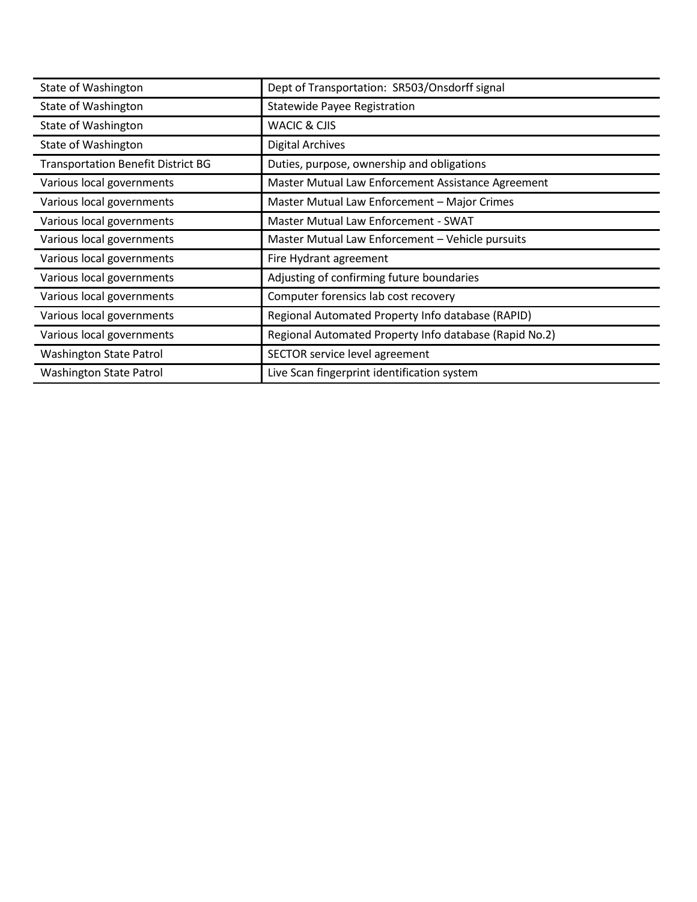| | |
|---|---|
| State of Washington | Dept of Transportation: SR503/Onsdorff signal |
| State of Washington | Statewide Payee Registration |
| State of Washington | WACIC & CJIS |
| State of Washington | Digital Archives |
| Transportation Benefit District BG | Duties, purpose, ownership and obligations |
| Various local governments | Master Mutual Law Enforcement Assistance Agreement |
| Various local governments | Master Mutual Law Enforcement – Major Crimes |
| Various local governments | Master Mutual Law Enforcement - SWAT |
| Various local governments | Master Mutual Law Enforcement – Vehicle pursuits |
| Various local governments | Fire Hydrant agreement |
| Various local governments | Adjusting of confirming future boundaries |
| Various local governments | Computer forensics lab cost recovery |
| Various local governments | Regional Automated Property Info database (RAPID) |
| Various local governments | Regional Automated Property Info database (Rapid No.2) |
| Washington State Patrol | SECTOR service level agreement |
| Washington State Patrol | Live Scan fingerprint identification system |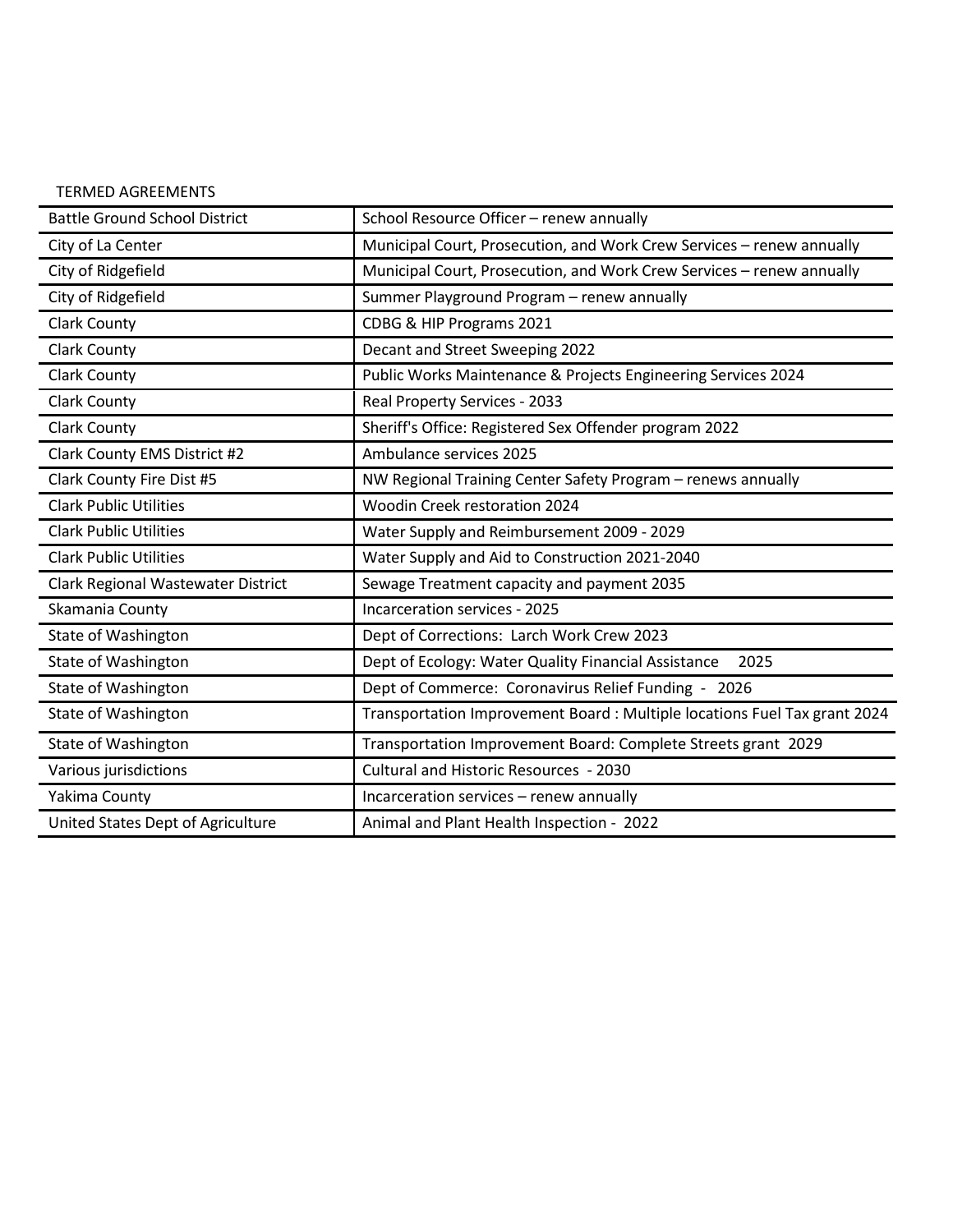TERMED AGREEMENTS

| | |
|---|---|
| Battle Ground School District | School Resource Officer – renew annually |
| City of La Center | Municipal Court, Prosecution, and Work Crew Services – renew annually |
| City of Ridgefield | Municipal Court, Prosecution, and Work Crew Services – renew annually |
| City of Ridgefield | Summer Playground Program – renew annually |
| Clark County | CDBG & HIP Programs 2021 |
| Clark County | Decant and Street Sweeping 2022 |
| Clark County | Public Works Maintenance & Projects Engineering Services 2024 |
| Clark County | Real Property Services - 2033 |
| Clark County | Sheriff's Office: Registered Sex Offender program 2022 |
| Clark County EMS District #2 | Ambulance services 2025 |
| Clark County Fire Dist #5 | NW Regional Training Center Safety Program – renews annually |
| Clark Public Utilities | Woodin Creek restoration 2024 |
| Clark Public Utilities | Water Supply and Reimbursement 2009 - 2029 |
| Clark Public Utilities | Water Supply and Aid to Construction 2021-2040 |
| Clark Regional Wastewater District | Sewage Treatment capacity and payment 2035 |
| Skamania County | Incarceration services - 2025 |
| State of Washington | Dept of Corrections: Larch Work Crew 2023 |
| State of Washington | Dept of Ecology: Water Quality Financial Assistance 2025 |
| State of Washington | Dept of Commerce: Coronavirus Relief Funding - 2026 |
| State of Washington | Transportation Improvement Board : Multiple locations Fuel Tax grant 2024 |
| State of Washington | Transportation Improvement Board: Complete Streets grant 2029 |
| Various jurisdictions | Cultural and Historic Resources - 2030 |
| Yakima County | Incarceration services – renew annually |
| United States Dept of Agriculture | Animal and Plant Health Inspection - 2022 |